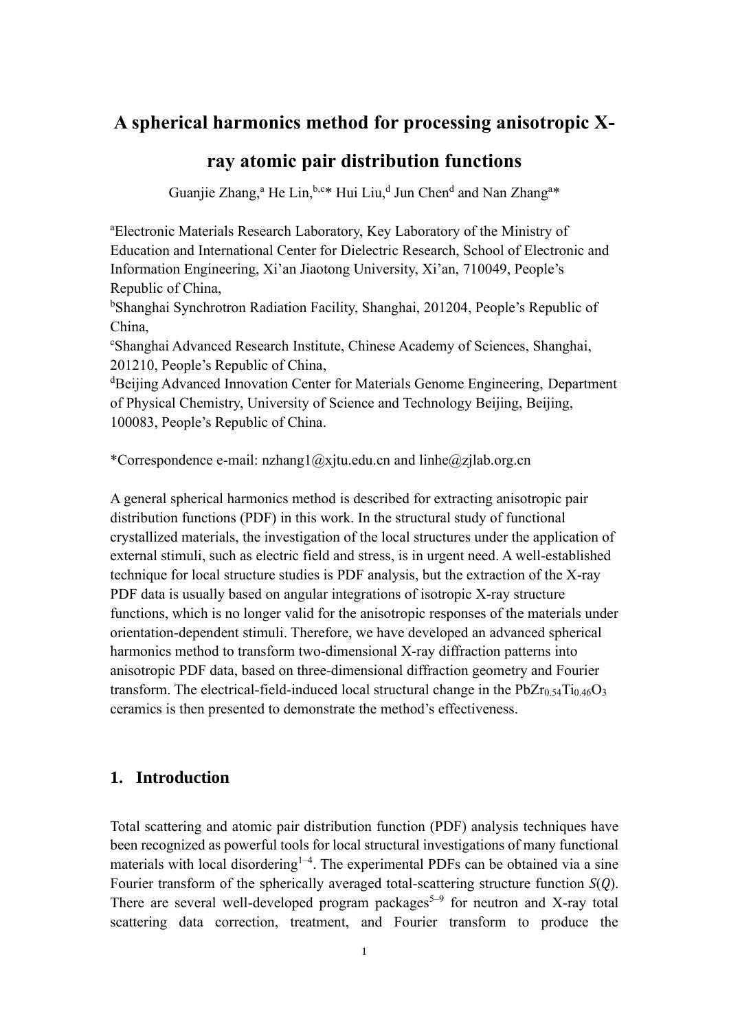# A spherical harmonics method for processing anisotropic X-ray atomic pair distribution functions

Guanjie Zhang,[a] He Lin,[b,c]* Hui Liu,[d] Jun Chen[d] and Nan Zhang[a]*

[a]Electronic Materials Research Laboratory, Key Laboratory of the Ministry of Education and International Center for Dielectric Research, School of Electronic and Information Engineering, Xi'an Jiaotong University, Xi'an, 710049, People's Republic of China,
[b]Shanghai Synchrotron Radiation Facility, Shanghai, 201204, People's Republic of China,
[c]Shanghai Advanced Research Institute, Chinese Academy of Sciences, Shanghai, 201210, People's Republic of China,
[d]Beijing Advanced Innovation Center for Materials Genome Engineering, Department of Physical Chemistry, University of Science and Technology Beijing, Beijing, 100083, People's Republic of China.

*Correspondence e-mail: nzhang1@xjtu.edu.cn and linhe@zjlab.org.cn

A general spherical harmonics method is described for extracting anisotropic pair distribution functions (PDF) in this work. In the structural study of functional crystallized materials, the investigation of the local structures under the application of external stimuli, such as electric field and stress, is in urgent need. A well-established technique for local structure studies is PDF analysis, but the extraction of the X-ray PDF data is usually based on angular integrations of isotropic X-ray structure functions, which is no longer valid for the anisotropic responses of the materials under orientation-dependent stimuli. Therefore, we have developed an advanced spherical harmonics method to transform two-dimensional X-ray diffraction patterns into anisotropic PDF data, based on three-dimensional diffraction geometry and Fourier transform. The electrical-field-induced local structural change in the $PbZr_{0.54}Ti_{0.46}O_3$ ceramics is then presented to demonstrate the method's effectiveness.

## 1. Introduction

Total scattering and atomic pair distribution function (PDF) analysis techniques have been recognized as powerful tools for local structural investigations of many functional materials with local disordering[1–4]. The experimental PDFs can be obtained via a sine Fourier transform of the spherically averaged total-scattering structure function $S(Q)$. There are several well-developed program packages[5–9] for neutron and X-ray total scattering data correction, treatment, and Fourier transform to produce the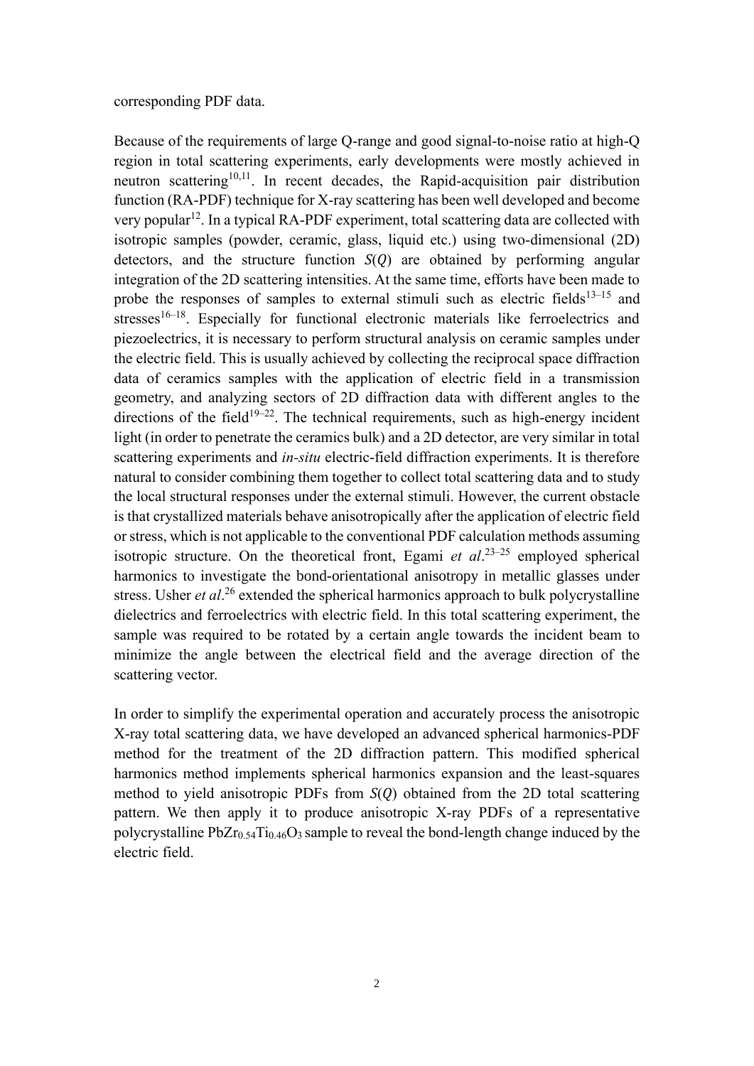corresponding PDF data.

Because of the requirements of large Q-range and good signal-to-noise ratio at high-Q region in total scattering experiments, early developments were mostly achieved in neutron scattering[10,11]. In recent decades, the Rapid-acquisition pair distribution function (RA-PDF) technique for X-ray scattering has been well developed and become very popular[12]. In a typical RA-PDF experiment, total scattering data are collected with isotropic samples (powder, ceramic, glass, liquid etc.) using two-dimensional (2D) detectors, and the structure function $S(Q)$ are obtained by performing angular integration of the 2D scattering intensities. At the same time, efforts have been made to probe the responses of samples to external stimuli such as electric fields[13–15] and stresses[16–18]. Especially for functional electronic materials like ferroelectrics and piezoelectrics, it is necessary to perform structural analysis on ceramic samples under the electric field. This is usually achieved by collecting the reciprocal space diffraction data of ceramics samples with the application of electric field in a transmission geometry, and analyzing sectors of 2D diffraction data with different angles to the directions of the field[19–22]. The technical requirements, such as high-energy incident light (in order to penetrate the ceramics bulk) and a 2D detector, are very similar in total scattering experiments and *in-situ* electric-field diffraction experiments. It is therefore natural to consider combining them together to collect total scattering data and to study the local structural responses under the external stimuli. However, the current obstacle is that crystallized materials behave anisotropically after the application of electric field or stress, which is not applicable to the conventional PDF calculation methods assuming isotropic structure. On the theoretical front, Egami *et al*.[23–25] employed spherical harmonics to investigate the bond-orientational anisotropy in metallic glasses under stress. Usher *et al*.[26] extended the spherical harmonics approach to bulk polycrystalline dielectrics and ferroelectrics with electric field. In this total scattering experiment, the sample was required to be rotated by a certain angle towards the incident beam to minimize the angle between the electrical field and the average direction of the scattering vector.

In order to simplify the experimental operation and accurately process the anisotropic X-ray total scattering data, we have developed an advanced spherical harmonics-PDF method for the treatment of the 2D diffraction pattern. This modified spherical harmonics method implements spherical harmonics expansion and the least-squares method to yield anisotropic PDFs from $S(Q)$ obtained from the 2D total scattering pattern. We then apply it to produce anisotropic X-ray PDFs of a representative polycrystalline $PbZr_{0.54}Ti_{0.46}O_3$ sample to reveal the bond-length change induced by the electric field.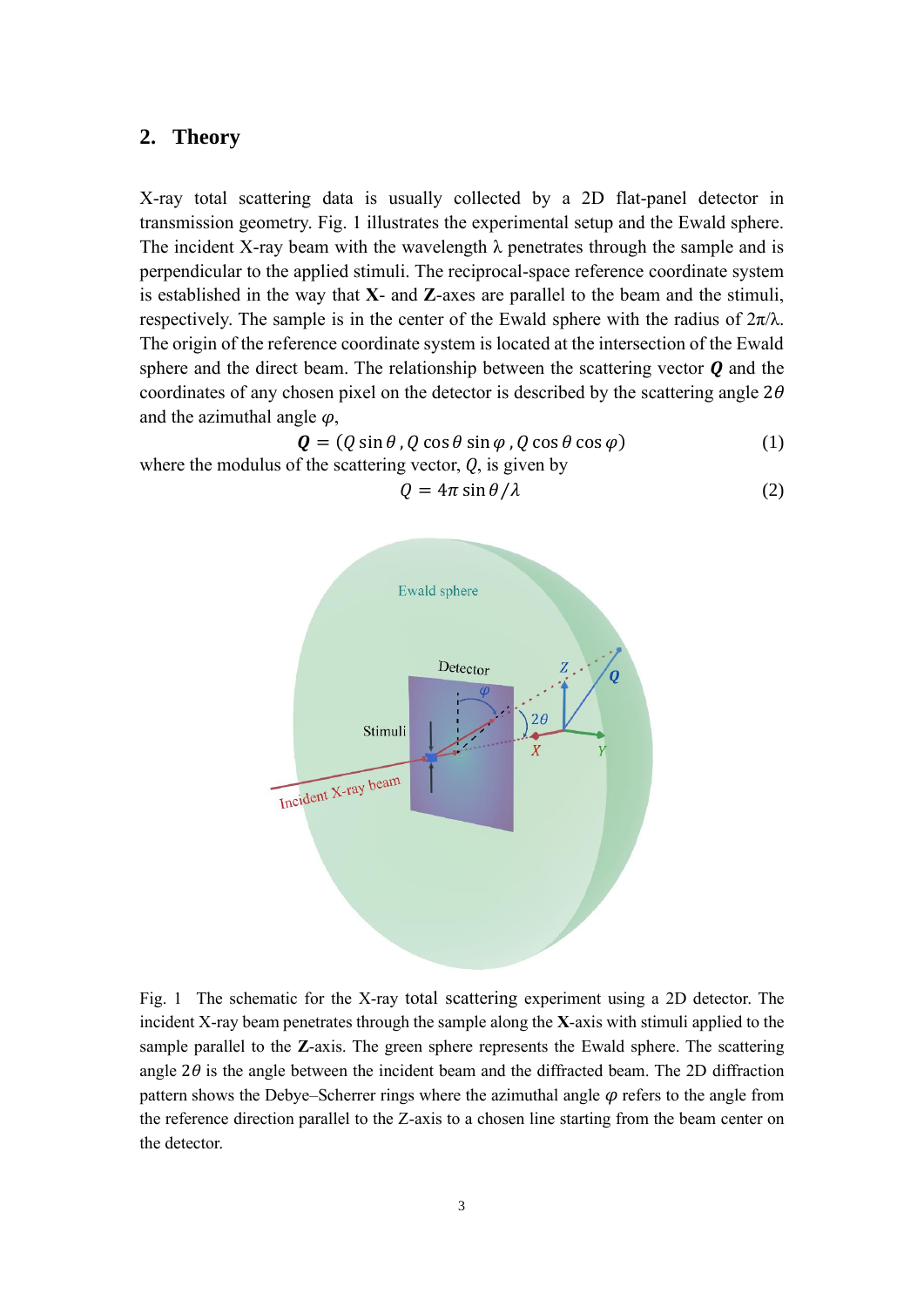## 2. Theory

X-ray total scattering data is usually collected by a 2D flat-panel detector in transmission geometry. Fig. 1 illustrates the experimental setup and the Ewald sphere. The incident X-ray beam with the wavelength λ penetrates through the sample and is perpendicular to the applied stimuli. The reciprocal-space reference coordinate system is established in the way that **X**- and **Z**-axes are parallel to the beam and the stimuli, respectively. The sample is in the center of the Ewald sphere with the radius of 2π/λ. The origin of the reference coordinate system is located at the intersection of the Ewald sphere and the direct beam. The relationship between the scattering vector $\boldsymbol{Q}$ and the coordinates of any chosen pixel on the detector is described by the scattering angle $2\theta$ and the azimuthal angle $\varphi$,

$$\boldsymbol{Q} = (Q \sin\theta \, , Q \cos\theta \sin\varphi \, , Q \cos\theta \cos\varphi) \tag{1}$$

where the modulus of the scattering vector, $Q$, is given by

$$Q = 4\pi \sin\theta / \lambda \tag{2}$$

Fig. 1 The schematic for the X-ray total scattering experiment using a 2D detector. The incident X-ray beam penetrates through the sample along the **X**-axis with stimuli applied to the sample parallel to the **Z**-axis. The green sphere represents the Ewald sphere. The scattering angle $2\theta$ is the angle between the incident beam and the diffracted beam. The 2D diffraction pattern shows the Debye–Scherrer rings where the azimuthal angle $\varphi$ refers to the angle from the reference direction parallel to the Z-axis to a chosen line starting from the beam center on the detector.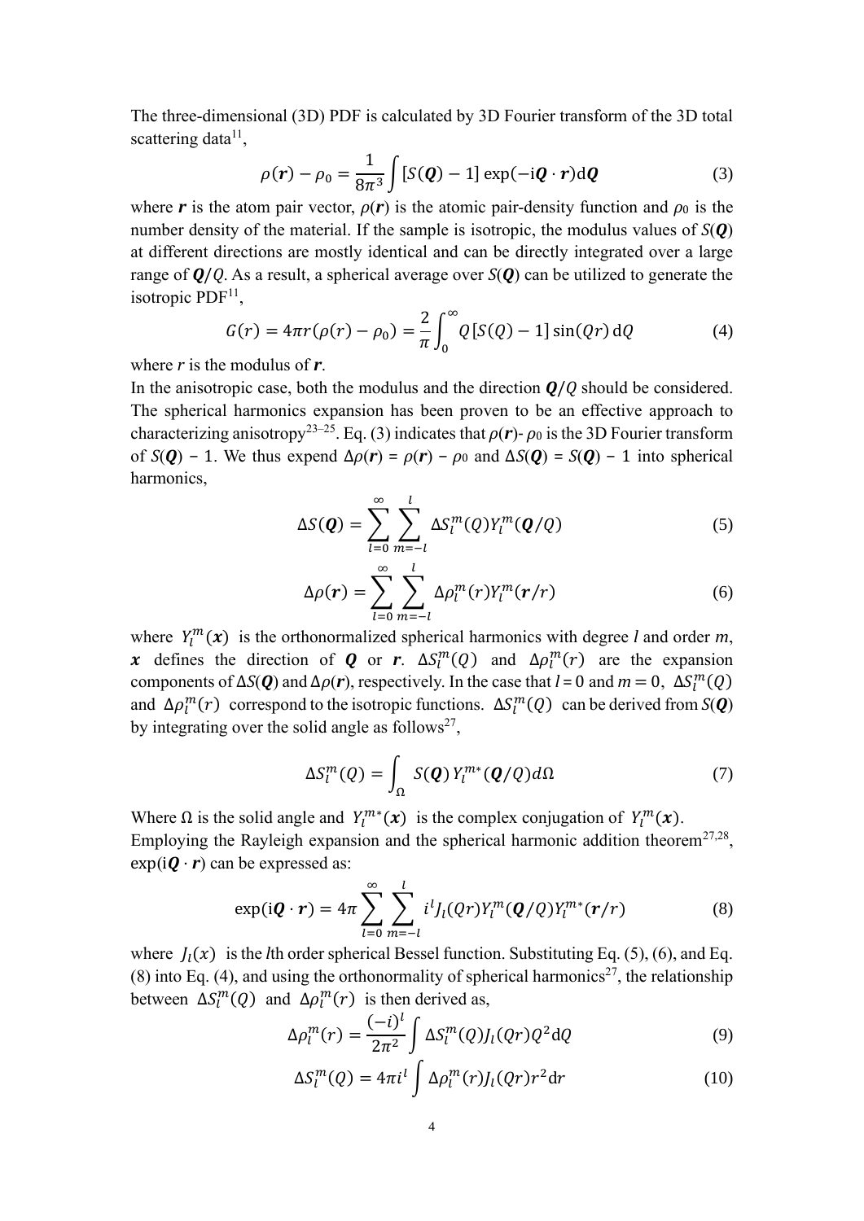The three-dimensional (3D) PDF is calculated by 3D Fourier transform of the 3D total scattering data[11],

$$\rho(\boldsymbol{r}) - \rho_0 = \frac{1}{8\pi^3} \int [S(\boldsymbol{Q}) - 1] \exp(-\mathrm{i}\boldsymbol{Q} \cdot \boldsymbol{r}) \mathrm{d}\boldsymbol{Q} \tag{3}$$

where $\boldsymbol{r}$ is the atom pair vector, $\rho(\boldsymbol{r})$ is the atomic pair-density function and $\rho_0$ is the number density of the material. If the sample is isotropic, the modulus values of $S(\boldsymbol{Q})$ at different directions are mostly identical and can be directly integrated over a large range of $\boldsymbol{Q}/Q$. As a result, a spherical average over $S(\boldsymbol{Q})$ can be utilized to generate the isotropic PDF[11],

$$G(r) = 4\pi r(\rho(r) - \rho_0) = \frac{2}{\pi} \int_0^\infty Q[S(Q) - 1] \sin(Qr) \, \mathrm{d}Q \tag{4}$$

where $r$ is the modulus of $\boldsymbol{r}$.

In the anisotropic case, both the modulus and the direction $\boldsymbol{Q}/Q$ should be considered. The spherical harmonics expansion has been proven to be an effective approach to characterizing anisotropy[23–25]. Eq. (3) indicates that $\rho(\boldsymbol{r})$- $\rho_0$ is the 3D Fourier transform of $S(\boldsymbol{Q}) - 1$. We thus expend $\Delta\rho(\boldsymbol{r}) = \rho(\boldsymbol{r}) - \rho_0$ and $\Delta S(\boldsymbol{Q}) = S(\boldsymbol{Q}) - 1$ into spherical harmonics,

$$\Delta S(\boldsymbol{Q}) = \sum_{l=0}^{\infty} \sum_{m=-l}^{l} \Delta S_l^m(Q) Y_l^m(\boldsymbol{Q}/Q) \tag{5}$$

$$\Delta \rho(\boldsymbol{r}) = \sum_{l=0}^{\infty} \sum_{m=-l}^{l} \Delta \rho_l^m(r) Y_l^m(\boldsymbol{r}/r) \tag{6}$$

where $Y_l^m(\boldsymbol{x})$ is the orthonormalized spherical harmonics with degree $l$ and order $m$, $\boldsymbol{x}$ defines the direction of $\boldsymbol{Q}$ or $\boldsymbol{r}$. $\Delta S_l^m(Q)$ and $\Delta\rho_l^m(r)$ are the expansion components of $\Delta S(\boldsymbol{Q})$ and $\Delta\rho(\boldsymbol{r})$, respectively. In the case that $l = 0$ and $m = 0$, $\Delta S_l^m(Q)$ and $\Delta\rho_l^m(r)$ correspond to the isotropic functions. $\Delta S_l^m(Q)$ can be derived from $S(\boldsymbol{Q})$ by integrating over the solid angle as follows[27],

$$\Delta S_l^m(Q) = \int_\Omega S(\boldsymbol{Q}) \, Y_l^{m*}(\boldsymbol{Q}/Q) d\Omega \tag{7}$$

Where $\Omega$ is the solid angle and $Y_l^{m*}(\boldsymbol{x})$ is the complex conjugation of $Y_l^m(\boldsymbol{x})$.

Employing the Rayleigh expansion and the spherical harmonic addition theorem[27,28], $\exp(\mathrm{i}\boldsymbol{Q} \cdot \boldsymbol{r})$ can be expressed as:

$$\exp(\mathrm{i}\boldsymbol{Q} \cdot \boldsymbol{r}) = 4\pi \sum_{l=0}^{\infty} \sum_{m=-l}^{l} i^l J_l(Qr) Y_l^m(\boldsymbol{Q}/Q) Y_l^{m*}(\boldsymbol{r}/r) \tag{8}$$

where $J_l(x)$ is the $l$th order spherical Bessel function. Substituting Eq. (5), (6), and Eq. (8) into Eq. (4), and using the orthonormality of spherical harmonics[27], the relationship between $\Delta S_l^m(Q)$ and $\Delta\rho_l^m(r)$ is then derived as,

$$\Delta \rho_l^m(r) = \frac{(-i)^l}{2\pi^2} \int \Delta S_l^m(Q) J_l(Qr) Q^2 \mathrm{d}Q \tag{9}$$

$$\Delta S_l^m(Q) = 4\pi i^l \int \Delta \rho_l^m(r) J_l(Qr) r^2 \mathrm{d}r \tag{10}$$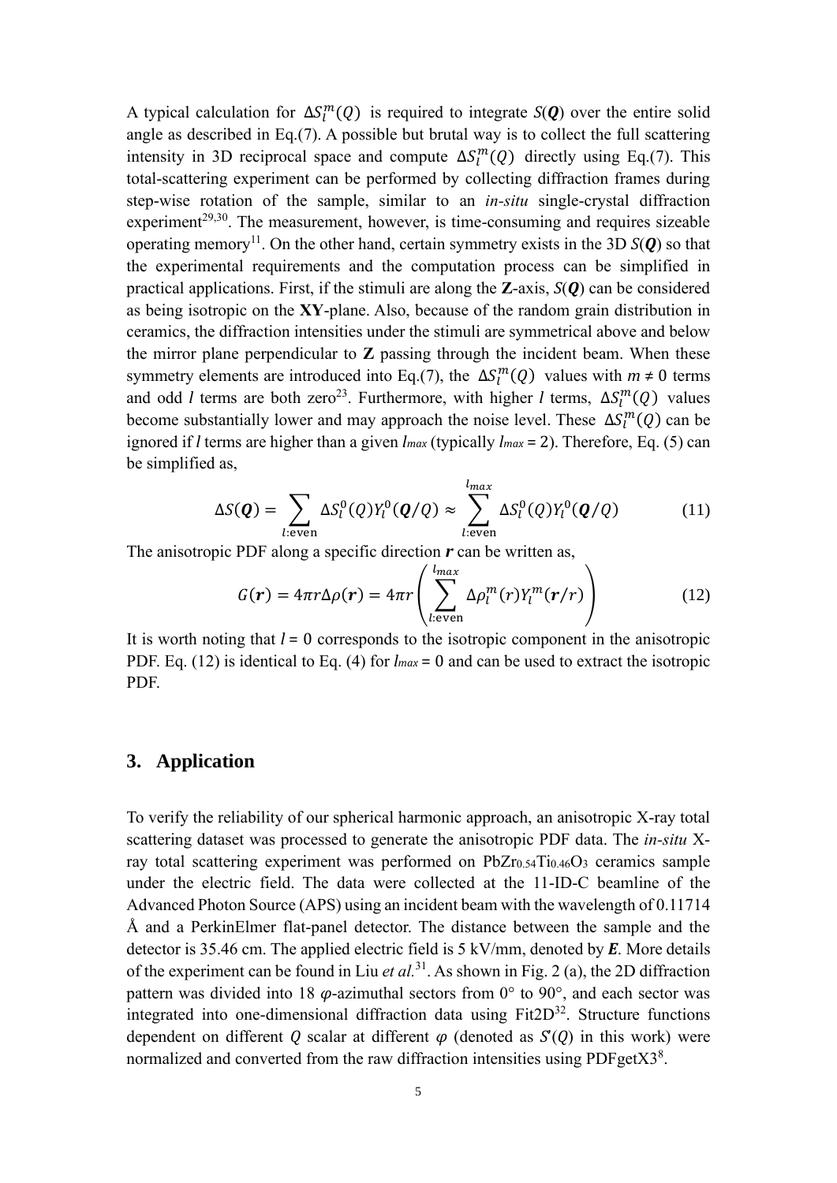A typical calculation for $\Delta S_l^m(Q)$ is required to integrate $S(\boldsymbol{Q})$ over the entire solid angle as described in Eq.(7). A possible but brutal way is to collect the full scattering intensity in 3D reciprocal space and compute $\Delta S_l^m(Q)$ directly using Eq.(7). This total-scattering experiment can be performed by collecting diffraction frames during step-wise rotation of the sample, similar to an *in-situ* single-crystal diffraction experiment[29,30]. The measurement, however, is time-consuming and requires sizeable operating memory[11]. On the other hand, certain symmetry exists in the 3D $S(\boldsymbol{Q})$ so that the experimental requirements and the computation process can be simplified in practical applications. First, if the stimuli are along the **Z**-axis, $S(\boldsymbol{Q})$ can be considered as being isotropic on the **XY**-plane. Also, because of the random grain distribution in ceramics, the diffraction intensities under the stimuli are symmetrical above and below the mirror plane perpendicular to **Z** passing through the incident beam. When these symmetry elements are introduced into Eq.(7), the $\Delta S_l^m(Q)$ values with $m \neq 0$ terms and odd $l$ terms are both zero[23]. Furthermore, with higher $l$ terms, $\Delta S_l^m(Q)$ values become substantially lower and may approach the noise level. These $\Delta S_l^m(Q)$ can be ignored if $l$ terms are higher than a given $l_{max}$ (typically $l_{max} = 2$). Therefore, Eq. (5) can be simplified as,

$$\Delta S(\boldsymbol{Q}) = \sum_{l:\text{even}} \Delta S_l^0(Q) Y_l^0(\boldsymbol{Q}/Q) \approx \sum_{l:\text{even}}^{l_{max}} \Delta S_l^0(Q) Y_l^0(\boldsymbol{Q}/Q) \tag{11}$$

The anisotropic PDF along a specific direction $\boldsymbol{r}$ can be written as,

$$G(\boldsymbol{r}) = 4\pi r \Delta\rho(\boldsymbol{r}) = 4\pi r \left( \sum_{l:\text{even}}^{l_{max}} \Delta\rho_l^m(r) Y_l^m(\boldsymbol{r}/r) \right) \tag{12}$$

It is worth noting that $l = 0$ corresponds to the isotropic component in the anisotropic PDF. Eq. (12) is identical to Eq. (4) for $l_{max} = 0$ and can be used to extract the isotropic PDF.

## 3. Application

To verify the reliability of our spherical harmonic approach, an anisotropic X-ray total scattering dataset was processed to generate the anisotropic PDF data. The *in-situ* X-ray total scattering experiment was performed on $PbZr_{0.54}Ti_{0.46}O_3$ ceramics sample under the electric field. The data were collected at the 11-ID-C beamline of the Advanced Photon Source (APS) using an incident beam with the wavelength of 0.11714 Å and a PerkinElmer flat-panel detector. The distance between the sample and the detector is 35.46 cm. The applied electric field is 5 kV/mm, denoted by $\boldsymbol{E}$. More details of the experiment can be found in Liu *et al.*[31]. As shown in Fig. 2 (a), the 2D diffraction pattern was divided into 18 $\varphi$-azimuthal sectors from 0° to 90°, and each sector was integrated into one-dimensional diffraction data using Fit2D[32]. Structure functions dependent on different $Q$ scalar at different $\varphi$ (denoted as $S'(Q)$ in this work) were normalized and converted from the raw diffraction intensities using PDFgetX3[8].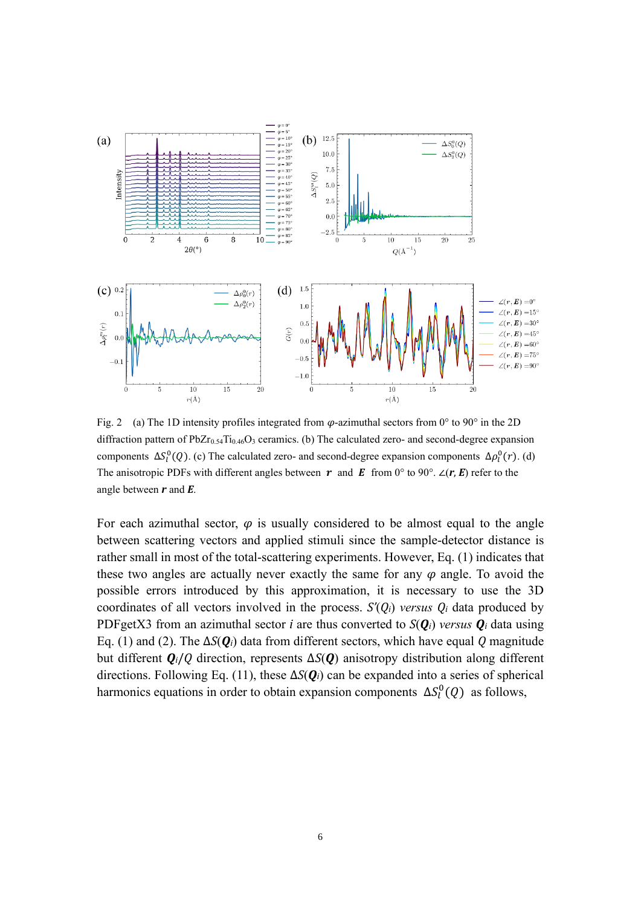Fig. 2 (a) The 1D intensity profiles integrated from $\varphi$-azimuthal sectors from 0° to 90° in the 2D diffraction pattern of $PbZr_{0.54}Ti_{0.46}O_3$ ceramics. (b) The calculated zero- and second-degree expansion components $\Delta S_l^0(Q)$. (c) The calculated zero- and second-degree expansion components $\Delta\rho_l^0(r)$. (d) The anisotropic PDFs with different angles between $\boldsymbol{r}$ and $\boldsymbol{E}$ from 0° to 90°. $\angle(\boldsymbol{r}, \boldsymbol{E})$ refer to the angle between $\boldsymbol{r}$ and $\boldsymbol{E}$.

For each azimuthal sector, $\varphi$ is usually considered to be almost equal to the angle between scattering vectors and applied stimuli since the sample-detector distance is rather small in most of the total-scattering experiments. However, Eq. (1) indicates that these two angles are actually never exactly the same for any $\varphi$ angle. To avoid the possible errors introduced by this approximation, it is necessary to use the 3D coordinates of all vectors involved in the process. $S'(Q_i)$ *versus* $Q_i$ data produced by PDFgetX3 from an azimuthal sector $i$ are thus converted to $S(\boldsymbol{Q}_i)$ *versus* $\boldsymbol{Q}_i$ data using Eq. (1) and (2). The $\Delta S(\boldsymbol{Q}_i)$ data from different sectors, which have equal $Q$ magnitude but different $\boldsymbol{Q}_i/Q$ direction, represents $\Delta S(\boldsymbol{Q})$ anisotropy distribution along different directions. Following Eq. (11), these $\Delta S(\boldsymbol{Q}_i)$ can be expanded into a series of spherical harmonics equations in order to obtain expansion components $\Delta S_l^0(Q)$ as follows,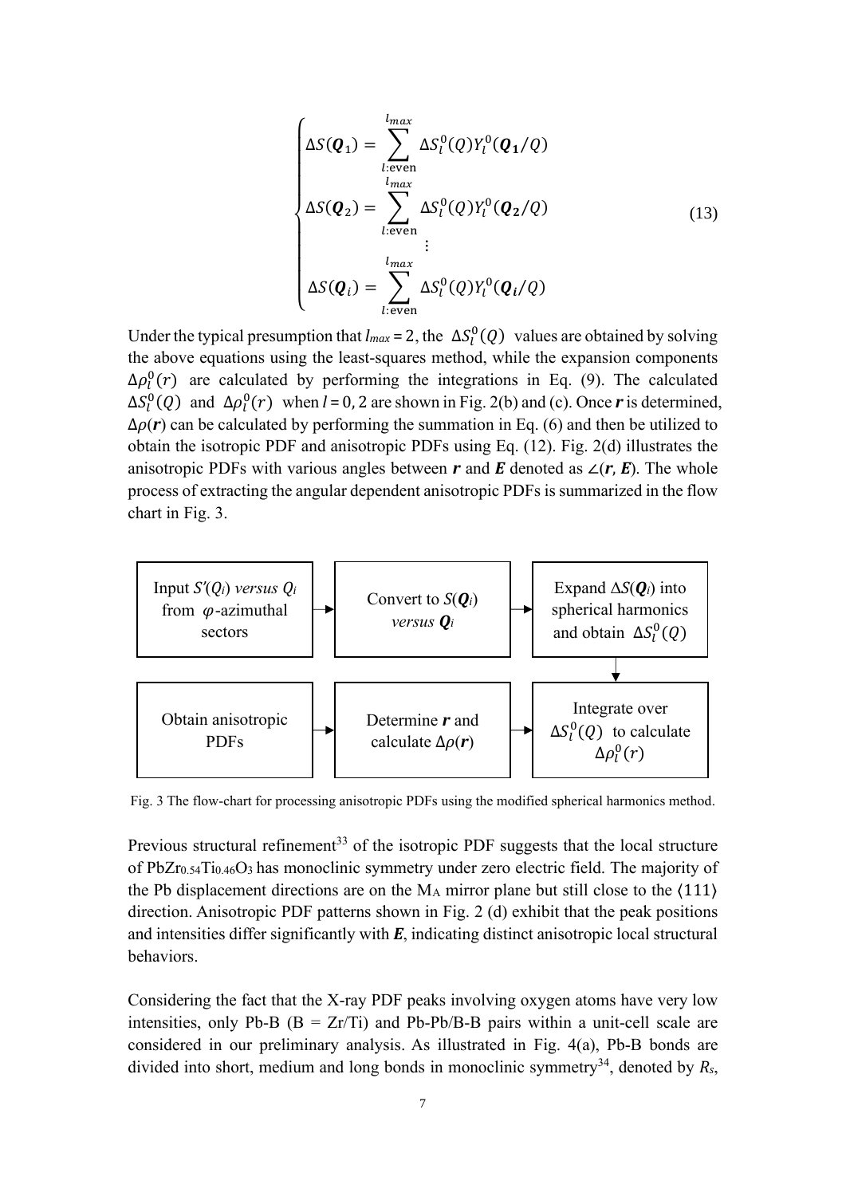$$
\begin{cases}
\Delta S(\boldsymbol{Q}_1) = \sum_{l:\text{even}}^{l_{max}} \Delta S_l^0(Q) Y_l^0(\boldsymbol{Q}_1/Q) \\
\Delta S(\boldsymbol{Q}_2) = \sum_{l:\text{even}}^{l_{max}} \Delta S_l^0(Q) Y_l^0(\boldsymbol{Q}_2/Q) \\
\vdots \\
\Delta S(\boldsymbol{Q}_i) = \sum_{l:\text{even}}^{l_{max}} \Delta S_l^0(Q) Y_l^0(\boldsymbol{Q}_i/Q)
\end{cases}
\tag{13}
$$

Under the typical presumption that $l_{max} = 2$, the $\Delta S_l^0(Q)$ values are obtained by solving the above equations using the least-squares method, while the expansion components $\Delta\rho_l^0(r)$ are calculated by performing the integrations in Eq. (9). The calculated $\Delta S_l^0(Q)$ and $\Delta\rho_l^0(r)$ when $l = 0, 2$ are shown in Fig. 2(b) and (c). Once $\boldsymbol{r}$ is determined, $\Delta\rho(\boldsymbol{r})$ can be calculated by performing the summation in Eq. (6) and then be utilized to obtain the isotropic PDF and anisotropic PDFs using Eq. (12). Fig. 2(d) illustrates the anisotropic PDFs with various angles between $\boldsymbol{r}$ and $\boldsymbol{E}$ denoted as $\angle(\boldsymbol{r}, \boldsymbol{E})$. The whole process of extracting the angular dependent anisotropic PDFs is summarized in the flow chart in Fig. 3.

| Input $S'(Q_i)$ *versus* $Q_i$ from $\varphi$-azimuthal sectors | → | Convert to $S(\boldsymbol{Q}_i)$ *versus* $\boldsymbol{Q}_i$ | → | Expand $\Delta S(\boldsymbol{Q}_i)$ into spherical harmonics and obtain $\Delta S_l^0(Q)$ |
|---|---|---|---|---|
| Obtain anisotropic PDFs | ← | Determine $\boldsymbol{r}$ and calculate $\Delta\rho(\boldsymbol{r})$ | ← | Integrate over $\Delta S_l^0(Q)$ to calculate $\Delta\rho_l^0(r)$ |

Fig. 3 The flow-chart for processing anisotropic PDFs using the modified spherical harmonics method.

Previous structural refinement[33] of the isotropic PDF suggests that the local structure of $PbZr_{0.54}Ti_{0.46}O_3$ has monoclinic symmetry under zero electric field. The majority of the Pb displacement directions are on the $M_A$ mirror plane but still close to the $\langle 111 \rangle$ direction. Anisotropic PDF patterns shown in Fig. 2 (d) exhibit that the peak positions and intensities differ significantly with $\boldsymbol{E}$, indicating distinct anisotropic local structural behaviors.

Considering the fact that the X-ray PDF peaks involving oxygen atoms have very low intensities, only Pb-B (B = Zr/Ti) and Pb-Pb/B-B pairs within a unit-cell scale are considered in our preliminary analysis. As illustrated in Fig. 4(a), Pb-B bonds are divided into short, medium and long bonds in monoclinic symmetry[34], denoted by $R_s$,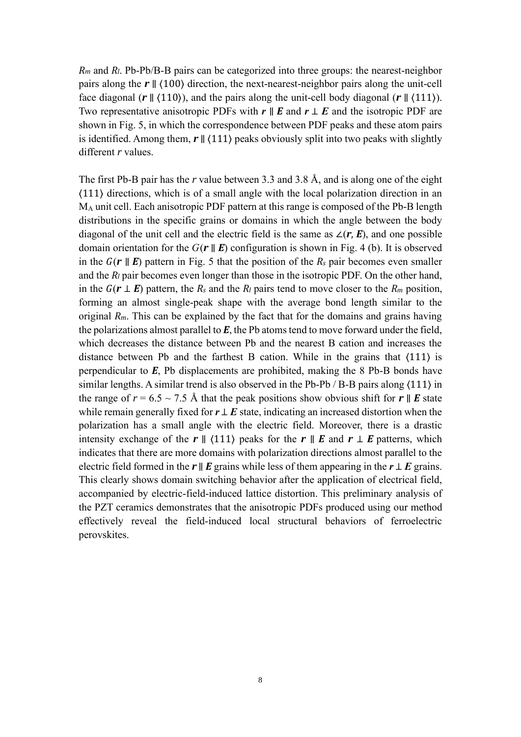$R_m$ and $R_l$. Pb-Pb/B-B pairs can be categorized into three groups: the nearest-neighbor pairs along the $\boldsymbol{r} \parallel \langle 100 \rangle$ direction, the next-nearest-neighbor pairs along the unit-cell face diagonal ($\boldsymbol{r} \parallel \langle 110 \rangle$), and the pairs along the unit-cell body diagonal ($\boldsymbol{r} \parallel \langle 111 \rangle$). Two representative anisotropic PDFs with $\boldsymbol{r} \parallel \boldsymbol{E}$ and $\boldsymbol{r} \perp \boldsymbol{E}$ and the isotropic PDF are shown in Fig. 5, in which the correspondence between PDF peaks and these atom pairs is identified. Among them, $\boldsymbol{r} \parallel \langle 111 \rangle$ peaks obviously split into two peaks with slightly different $r$ values.

The first Pb-B pair has the $r$ value between 3.3 and 3.8 Å, and is along one of the eight $\langle 111 \rangle$ directions, which is of a small angle with the local polarization direction in an $M_A$ unit cell. Each anisotropic PDF pattern at this range is composed of the Pb-B length distributions in the specific grains or domains in which the angle between the body diagonal of the unit cell and the electric field is the same as $\angle(\boldsymbol{r}, \boldsymbol{E})$, and one possible domain orientation for the $G(\boldsymbol{r} \parallel \boldsymbol{E})$ configuration is shown in Fig. 4 (b). It is observed in the $G(\boldsymbol{r} \parallel \boldsymbol{E})$ pattern in Fig. 5 that the position of the $R_s$ pair becomes even smaller and the $R_l$ pair becomes even longer than those in the isotropic PDF. On the other hand, in the $G(\boldsymbol{r} \perp \boldsymbol{E})$ pattern, the $R_s$ and the $R_l$ pairs tend to move closer to the $R_m$ position, forming an almost single-peak shape with the average bond length similar to the original $R_m$. This can be explained by the fact that for the domains and grains having the polarizations almost parallel to $\boldsymbol{E}$, the Pb atoms tend to move forward under the field, which decreases the distance between Pb and the nearest B cation and increases the distance between Pb and the farthest B cation. While in the grains that $\langle 111 \rangle$ is perpendicular to $\boldsymbol{E}$, Pb displacements are prohibited, making the 8 Pb-B bonds have similar lengths. A similar trend is also observed in the Pb-Pb / B-B pairs along $\langle 111 \rangle$ in the range of $r = 6.5 \sim 7.5$ Å that the peak positions show obvious shift for $\boldsymbol{r} \parallel \boldsymbol{E}$ state while remain generally fixed for $\boldsymbol{r} \perp \boldsymbol{E}$ state, indicating an increased distortion when the polarization has a small angle with the electric field. Moreover, there is a drastic intensity exchange of the $\boldsymbol{r} \parallel \langle 111 \rangle$ peaks for the $\boldsymbol{r} \parallel \boldsymbol{E}$ and $\boldsymbol{r} \perp \boldsymbol{E}$ patterns, which indicates that there are more domains with polarization directions almost parallel to the electric field formed in the $\boldsymbol{r} \parallel \boldsymbol{E}$ grains while less of them appearing in the $\boldsymbol{r} \perp \boldsymbol{E}$ grains. This clearly shows domain switching behavior after the application of electrical field, accompanied by electric-field-induced lattice distortion. This preliminary analysis of the PZT ceramics demonstrates that the anisotropic PDFs produced using our method effectively reveal the field-induced local structural behaviors of ferroelectric perovskites.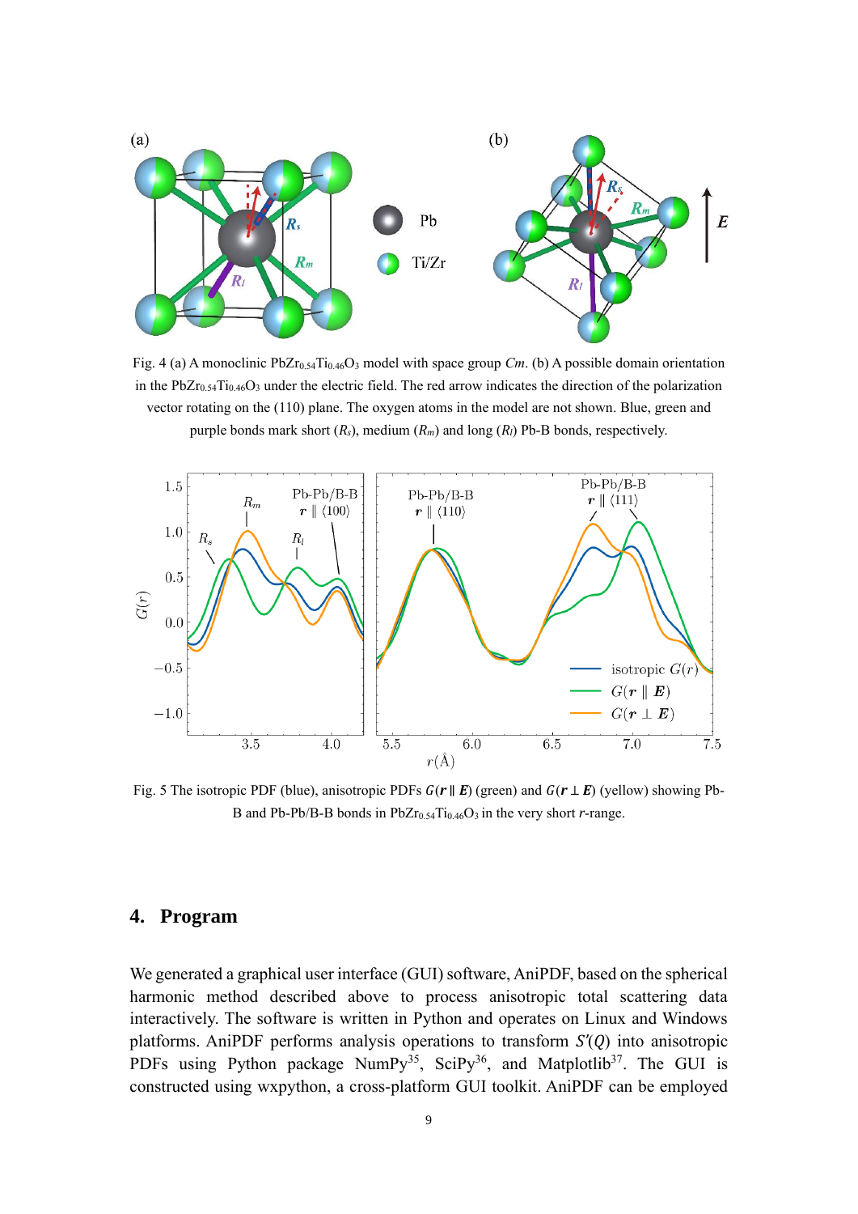Fig. 4 (a) A monoclinic $PbZr_{0.54}Ti_{0.46}O_3$ model with space group *Cm*. (b) A possible domain orientation in the $PbZr_{0.54}Ti_{0.46}O_3$ under the electric field. The red arrow indicates the direction of the polarization vector rotating on the (110) plane. The oxygen atoms in the model are not shown. Blue, green and purple bonds mark short ($R_s$), medium ($R_m$) and long ($R_l$) Pb-B bonds, respectively.

Fig. 5 The isotropic PDF (blue), anisotropic PDFs $G(\boldsymbol{r} \parallel \boldsymbol{E})$ (green) and $G(\boldsymbol{r} \perp \boldsymbol{E})$ (yellow) showing Pb-B and Pb-Pb/B-B bonds in $PbZr_{0.54}Ti_{0.46}O_3$ in the very short *r*-range.

## 4. Program

We generated a graphical user interface (GUI) software, AniPDF, based on the spherical harmonic method described above to process anisotropic total scattering data interactively. The software is written in Python and operates on Linux and Windows platforms. AniPDF performs analysis operations to transform $S'(Q)$ into anisotropic PDFs using Python package NumPy[35], SciPy[36], and Matplotlib[37]. The GUI is constructed using wxpython, a cross-platform GUI toolkit. AniPDF can be employed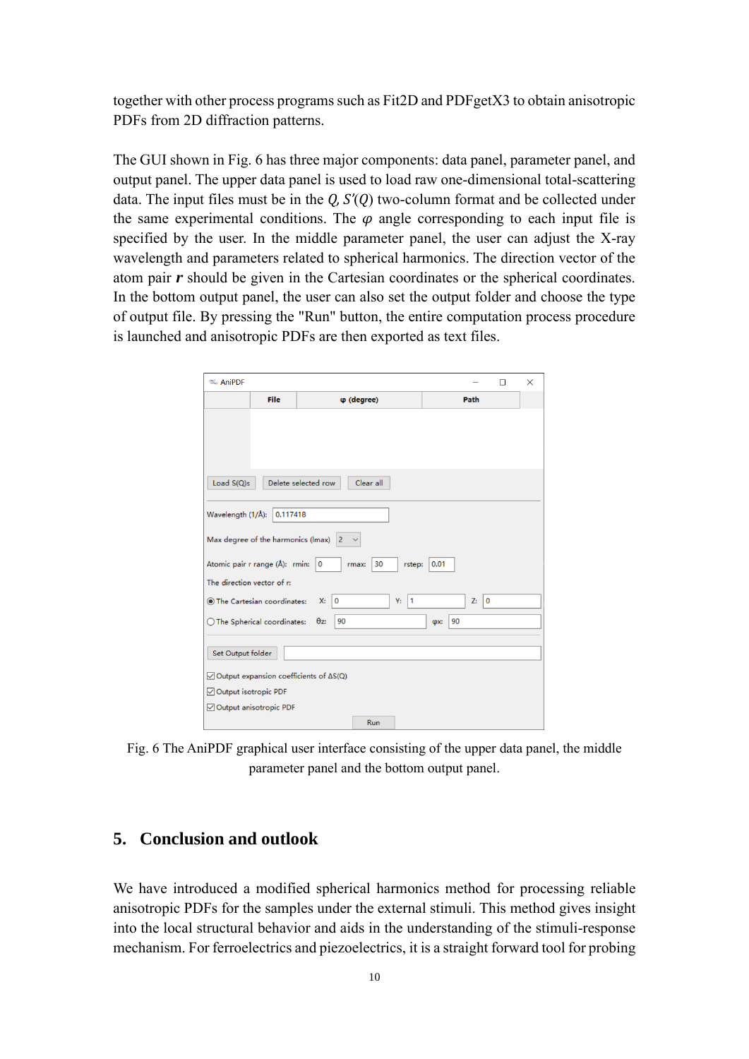together with other process programs such as Fit2D and PDFgetX3 to obtain anisotropic PDFs from 2D diffraction patterns.

The GUI shown in Fig. 6 has three major components: data panel, parameter panel, and output panel. The upper data panel is used to load raw one-dimensional total-scattering data. The input files must be in the $Q$, $S'(Q)$ two-column format and be collected under the same experimental conditions. The $\varphi$ angle corresponding to each input file is specified by the user. In the middle parameter panel, the user can adjust the X-ray wavelength and parameters related to spherical harmonics. The direction vector of the atom pair $\boldsymbol{r}$ should be given in the Cartesian coordinates or the spherical coordinates. In the bottom output panel, the user can also set the output folder and choose the type of output file. By pressing the "Run" button, the entire computation process procedure is launched and anisotropic PDFs are then exported as text files.

Fig. 6 The AniPDF graphical user interface consisting of the upper data panel, the middle parameter panel and the bottom output panel.

## 5. Conclusion and outlook

We have introduced a modified spherical harmonics method for processing reliable anisotropic PDFs for the samples under the external stimuli. This method gives insight into the local structural behavior and aids in the understanding of the stimuli-response mechanism. For ferroelectrics and piezoelectrics, it is a straight forward tool for probing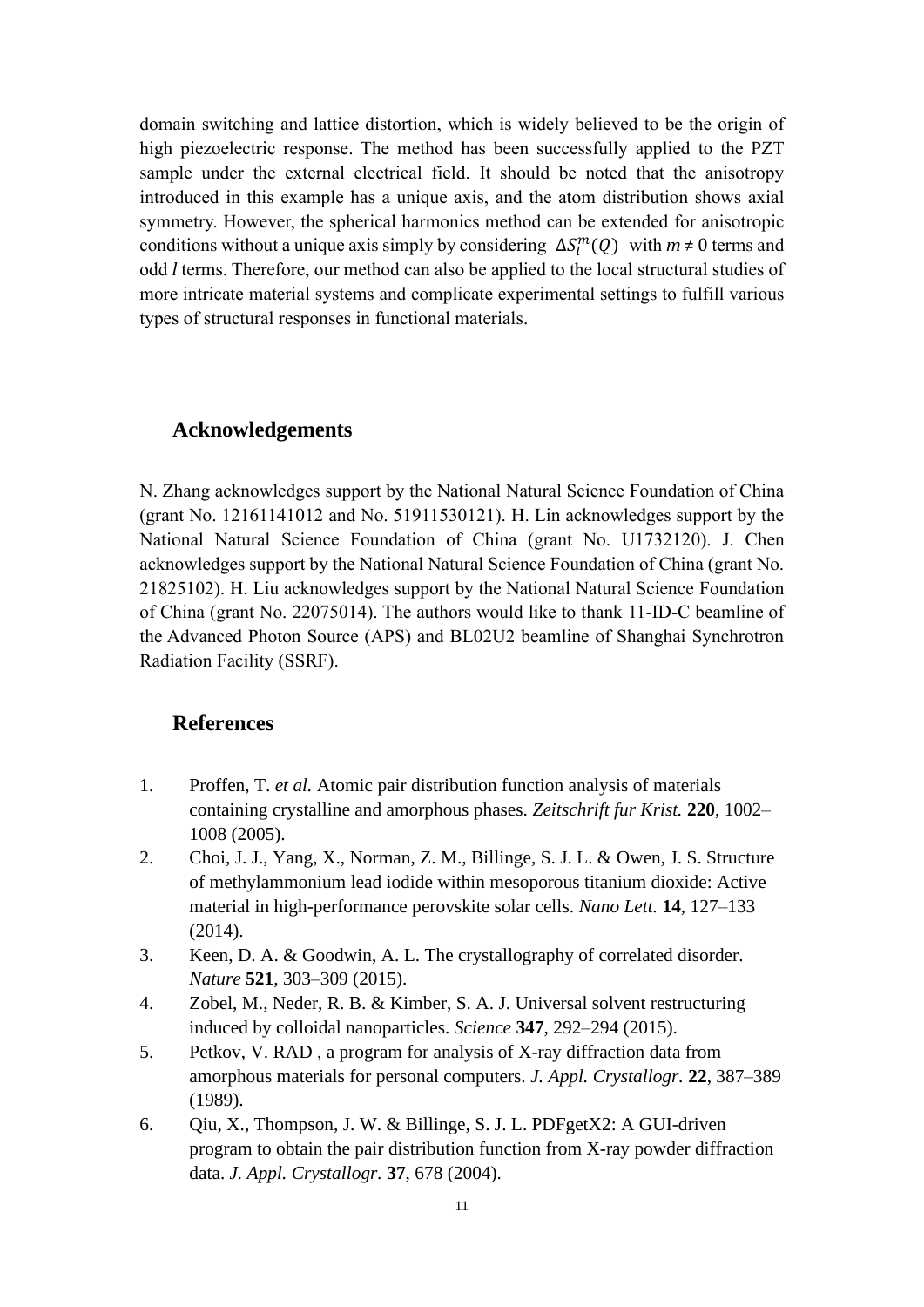domain switching and lattice distortion, which is widely believed to be the origin of high piezoelectric response. The method has been successfully applied to the PZT sample under the external electrical field. It should be noted that the anisotropy introduced in this example has a unique axis, and the atom distribution shows axial symmetry. However, the spherical harmonics method can be extended for anisotropic conditions without a unique axis simply by considering $\Delta S_l^m(Q)$ with $m \neq 0$ terms and odd *l* terms. Therefore, our method can also be applied to the local structural studies of more intricate material systems and complicate experimental settings to fulfill various types of structural responses in functional materials.

## Acknowledgements

N. Zhang acknowledges support by the National Natural Science Foundation of China (grant No. 12161141012 and No. 51911530121). H. Lin acknowledges support by the National Natural Science Foundation of China (grant No. U1732120). J. Chen acknowledges support by the National Natural Science Foundation of China (grant No. 21825102). H. Liu acknowledges support by the National Natural Science Foundation of China (grant No. 22075014). The authors would like to thank 11-ID-C beamline of the Advanced Photon Source (APS) and BL02U2 beamline of Shanghai Synchrotron Radiation Facility (SSRF).

## References

1. Proffen, T. *et al.* Atomic pair distribution function analysis of materials containing crystalline and amorphous phases. *Zeitschrift fur Krist.* **220**, 1002–1008 (2005).
2. Choi, J. J., Yang, X., Norman, Z. M., Billinge, S. J. L. & Owen, J. S. Structure of methylammonium lead iodide within mesoporous titanium dioxide: Active material in high-performance perovskite solar cells. *Nano Lett.* **14**, 127–133 (2014).
3. Keen, D. A. & Goodwin, A. L. The crystallography of correlated disorder. *Nature* **521**, 303–309 (2015).
4. Zobel, M., Neder, R. B. & Kimber, S. A. J. Universal solvent restructuring induced by colloidal nanoparticles. *Science* **347**, 292–294 (2015).
5. Petkov, V. RAD , a program for analysis of X-ray diffraction data from amorphous materials for personal computers. *J. Appl. Crystallogr.* **22**, 387–389 (1989).
6. Qiu, X., Thompson, J. W. & Billinge, S. J. L. PDFgetX2: A GUI-driven program to obtain the pair distribution function from X-ray powder diffraction data. *J. Appl. Crystallogr.* **37**, 678 (2004).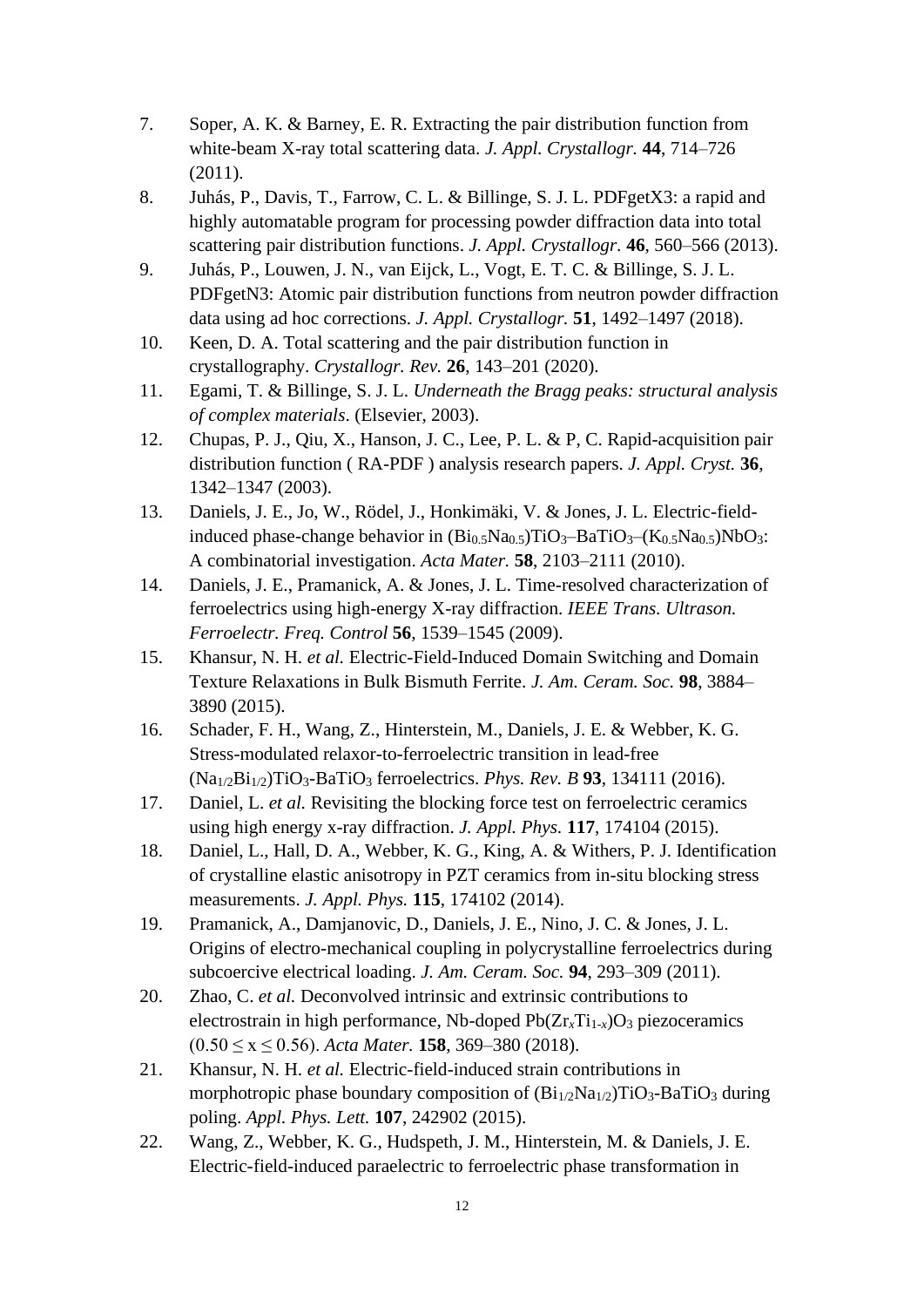7. Soper, A. K. & Barney, E. R. Extracting the pair distribution function from white-beam X-ray total scattering data. *J. Appl. Crystallogr.* **44**, 714–726 (2011).
8. Juhás, P., Davis, T., Farrow, C. L. & Billinge, S. J. L. PDFgetX3: a rapid and highly automatable program for processing powder diffraction data into total scattering pair distribution functions. *J. Appl. Crystallogr.* **46**, 560–566 (2013).
9. Juhás, P., Louwen, J. N., van Eijck, L., Vogt, E. T. C. & Billinge, S. J. L. PDFgetN3: Atomic pair distribution functions from neutron powder diffraction data using ad hoc corrections. *J. Appl. Crystallogr.* **51**, 1492–1497 (2018).
10. Keen, D. A. Total scattering and the pair distribution function in crystallography. *Crystallogr. Rev.* **26**, 143–201 (2020).
11. Egami, T. & Billinge, S. J. L. *Underneath the Bragg peaks: structural analysis of complex materials*. (Elsevier, 2003).
12. Chupas, P. J., Qiu, X., Hanson, J. C., Lee, P. L. & P, C. Rapid-acquisition pair distribution function ( RA-PDF ) analysis research papers. *J. Appl. Cryst.* **36**, 1342–1347 (2003).
13. Daniels, J. E., Jo, W., Rödel, J., Honkimäki, V. & Jones, J. L. Electric-field-induced phase-change behavior in $(Bi_{0.5}Na_{0.5})TiO_3$–$BaTiO_3$–$(K_{0.5}Na_{0.5})NbO_3$: A combinatorial investigation. *Acta Mater.* **58**, 2103–2111 (2010).
14. Daniels, J. E., Pramanick, A. & Jones, J. L. Time-resolved characterization of ferroelectrics using high-energy X-ray diffraction. *IEEE Trans. Ultrason. Ferroelectr. Freq. Control* **56**, 1539–1545 (2009).
15. Khansur, N. H. *et al.* Electric-Field-Induced Domain Switching and Domain Texture Relaxations in Bulk Bismuth Ferrite. *J. Am. Ceram. Soc.* **98**, 3884–3890 (2015).
16. Schader, F. H., Wang, Z., Hinterstein, M., Daniels, J. E. & Webber, K. G. Stress-modulated relaxor-to-ferroelectric transition in lead-free $(Na_{1/2}Bi_{1/2})TiO_3$-$BaTiO_3$ ferroelectrics. *Phys. Rev. B* **93**, 134111 (2016).
17. Daniel, L. *et al.* Revisiting the blocking force test on ferroelectric ceramics using high energy x-ray diffraction. *J. Appl. Phys.* **117**, 174104 (2015).
18. Daniel, L., Hall, D. A., Webber, K. G., King, A. & Withers, P. J. Identification of crystalline elastic anisotropy in PZT ceramics from in-situ blocking stress measurements. *J. Appl. Phys.* **115**, 174102 (2014).
19. Pramanick, A., Damjanovic, D., Daniels, J. E., Nino, J. C. & Jones, J. L. Origins of electro-mechanical coupling in polycrystalline ferroelectrics during subcoercive electrical loading. *J. Am. Ceram. Soc.* **94**, 293–309 (2011).
20. Zhao, C. *et al.* Deconvolved intrinsic and extrinsic contributions to electrostrain in high performance, Nb-doped $Pb(Zr_xTi_{1-x})O_3$ piezoceramics ($0.50 \leq x \leq 0.56$). *Acta Mater.* **158**, 369–380 (2018).
21. Khansur, N. H. *et al.* Electric-field-induced strain contributions in morphotropic phase boundary composition of $(Bi_{1/2}Na_{1/2})TiO_3$-$BaTiO_3$ during poling. *Appl. Phys. Lett.* **107**, 242902 (2015).
22. Wang, Z., Webber, K. G., Hudspeth, J. M., Hinterstein, M. & Daniels, J. E. Electric-field-induced paraelectric to ferroelectric phase transformation in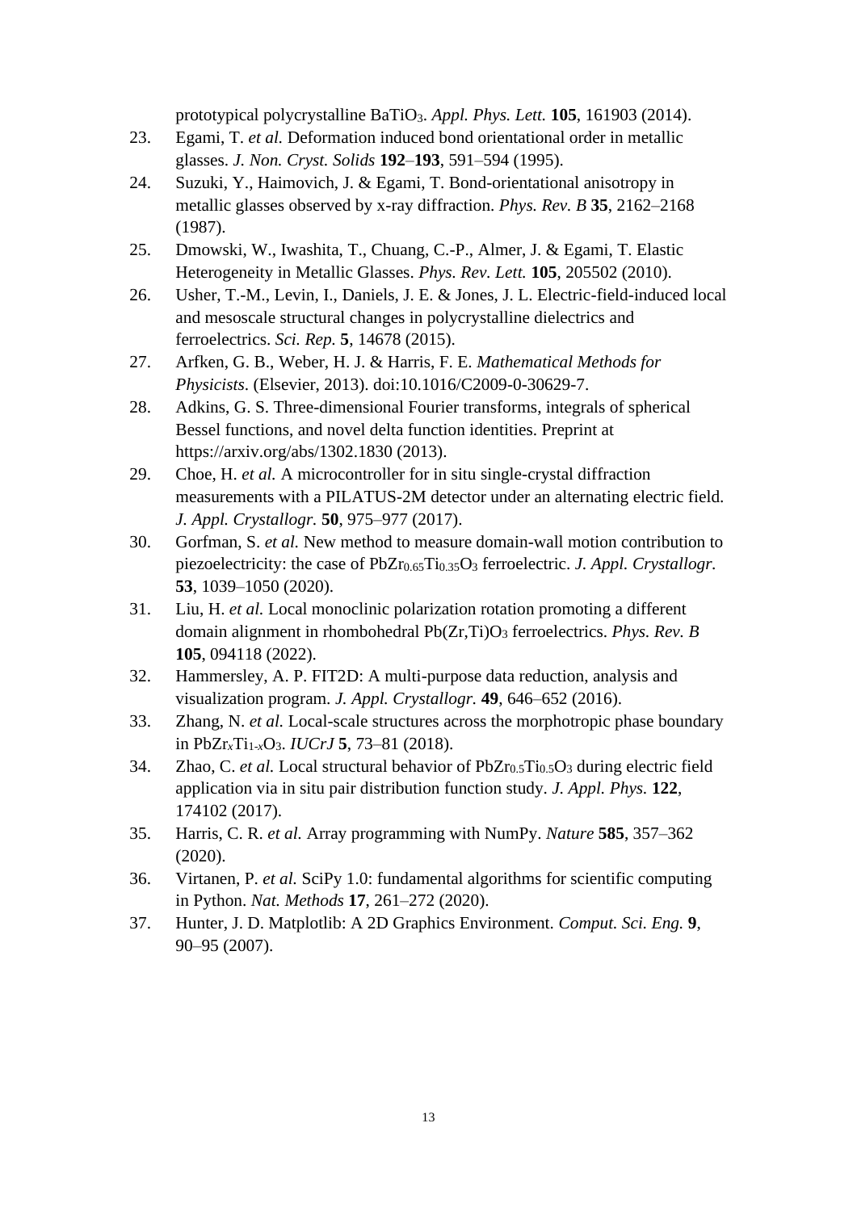prototypical polycrystalline $BaTiO_3$. *Appl. Phys. Lett.* **105**, 161903 (2014).

23. Egami, T. *et al.* Deformation induced bond orientational order in metallic glasses. *J. Non. Cryst. Solids* **192**–**193**, 591–594 (1995).
24. Suzuki, Y., Haimovich, J. & Egami, T. Bond-orientational anisotropy in metallic glasses observed by x-ray diffraction. *Phys. Rev. B* **35**, 2162–2168 (1987).
25. Dmowski, W., Iwashita, T., Chuang, C.-P., Almer, J. & Egami, T. Elastic Heterogeneity in Metallic Glasses. *Phys. Rev. Lett.* **105**, 205502 (2010).
26. Usher, T.-M., Levin, I., Daniels, J. E. & Jones, J. L. Electric-field-induced local and mesoscale structural changes in polycrystalline dielectrics and ferroelectrics. *Sci. Rep.* **5**, 14678 (2015).
27. Arfken, G. B., Weber, H. J. & Harris, F. E. *Mathematical Methods for Physicists*. (Elsevier, 2013). doi:10.1016/C2009-0-30629-7.
28. Adkins, G. S. Three-dimensional Fourier transforms, integrals of spherical Bessel functions, and novel delta function identities. Preprint at https://arxiv.org/abs/1302.1830 (2013).
29. Choe, H. *et al.* A microcontroller for in situ single-crystal diffraction measurements with a PILATUS-2M detector under an alternating electric field. *J. Appl. Crystallogr.* **50**, 975–977 (2017).
30. Gorfman, S. *et al.* New method to measure domain-wall motion contribution to piezoelectricity: the case of $PbZr_{0.65}Ti_{0.35}O_3$ ferroelectric. *J. Appl. Crystallogr.* **53**, 1039–1050 (2020).
31. Liu, H. *et al.* Local monoclinic polarization rotation promoting a different domain alignment in rhombohedral $Pb(Zr,Ti)O_3$ ferroelectrics. *Phys. Rev. B* **105**, 094118 (2022).
32. Hammersley, A. P. FIT2D: A multi-purpose data reduction, analysis and visualization program. *J. Appl. Crystallogr.* **49**, 646–652 (2016).
33. Zhang, N. *et al.* Local-scale structures across the morphotropic phase boundary in $PbZr_xTi_{1-x}O_3$. *IUCrJ* **5**, 73–81 (2018).
34. Zhao, C. *et al.* Local structural behavior of $PbZr_{0.5}Ti_{0.5}O_3$ during electric field application via in situ pair distribution function study. *J. Appl. Phys.* **122**, 174102 (2017).
35. Harris, C. R. *et al.* Array programming with NumPy. *Nature* **585**, 357–362 (2020).
36. Virtanen, P. *et al.* SciPy 1.0: fundamental algorithms for scientific computing in Python. *Nat. Methods* **17**, 261–272 (2020).
37. Hunter, J. D. Matplotlib: A 2D Graphics Environment. *Comput. Sci. Eng.* **9**, 90–95 (2007).